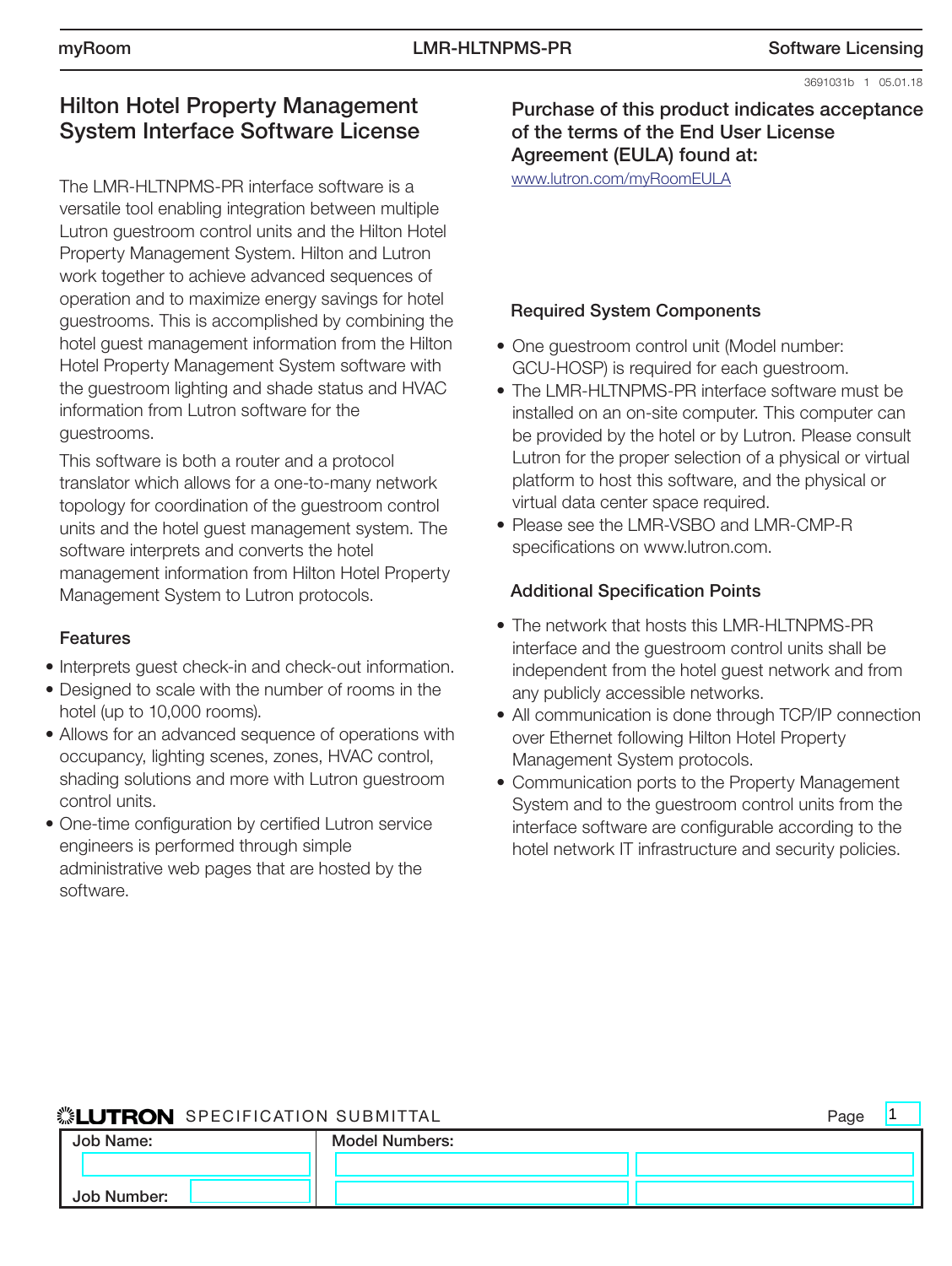# Hilton Hotel Property Management System Interface Software License

The LMR-HLTNPMS-PR interface software is a versatile tool enabling integration between multiple Lutron guestroom control units and the Hilton Hotel Property Management System. Hilton and Lutron work together to achieve advanced sequences of operation and to maximize energy savings for hotel guestrooms. This is accomplished by combining the hotel guest management information from the Hilton Hotel Property Management System software with the guestroom lighting and shade status and HVAC information from Lutron software for the guestrooms.

This software is both a router and a protocol translator which allows for a one-to-many network topology for coordination of the guestroom control units and the hotel guest management system. The software interprets and converts the hotel management information from Hilton Hotel Property Management System to Lutron protocols.

### Features

- Interprets guest check-in and check-out information.
- Designed to scale with the number of rooms in the hotel (up to 10,000 rooms).
- Allows for an advanced sequence of operations with occupancy, lighting scenes, zones, HVAC control, shading solutions and more with Lutron guestroom control units.
- One-time configuration by certified Lutron service engineers is performed through simple administrative web pages that are hosted by the software.

**Purchase of this product indicates acceptance of the terms of the End User License Agreement (EULA) found at:**
www.lutron.com/myRoomEULA

### Required System Components

- One guestroom control unit (Model number: GCU-HOSP) is required for each guestroom.
- The LMR-HLTNPMS-PR interface software must be installed on an on-site computer. This computer can be provided by the hotel or by Lutron. Please consult Lutron for the proper selection of a physical or virtual platform to host this software, and the physical or virtual data center space required.
- Please see the LMR-VSBO and LMR-CMP-R specifications on www.lutron.com.

### Additional Specification Points

- The network that hosts this LMR-HLTNPMS-PR interface and the guestroom control units shall be independent from the hotel guest network and from any publicly accessible networks.
- All communication is done through TCP/IP connection over Ethernet following Hilton Hotel Property Management System protocols.
- Communication ports to the Property Management System and to the guestroom control units from the interface software are configurable according to the hotel network IT infrastructure and security policies.

**LUTRON** SPECIFICATION SUBMITTAL

| Job Name: | Model Numbers: | |
|---|---|---|
| | | |
| Job Number: | | |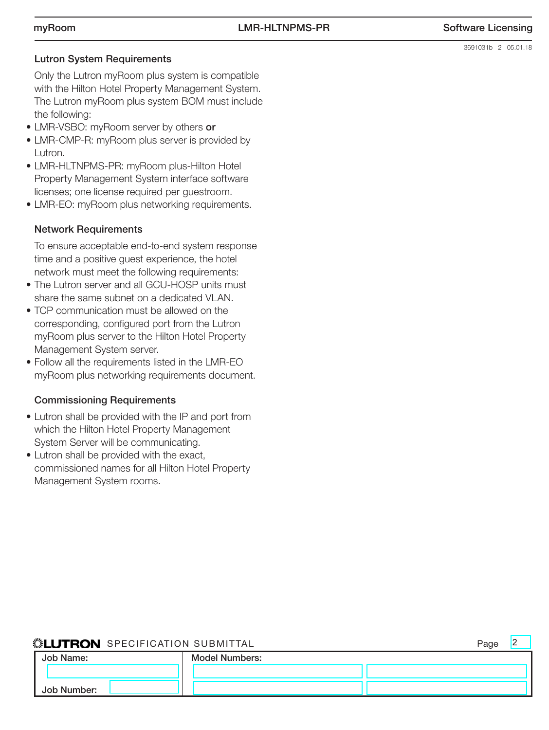## Lutron System Requirements

Only the Lutron myRoom plus system is compatible with the Hilton Hotel Property Management System. The Lutron myRoom plus system BOM must include the following:

- LMR-VSBO: myRoom server by others **or**
- LMR-CMP-R: myRoom plus server is provided by Lutron.
- LMR-HLTNPMS-PR: myRoom plus-Hilton Hotel Property Management System interface software licenses; one license required per guestroom.
- LMR-EO: myRoom plus networking requirements.

## Network Requirements

To ensure acceptable end-to-end system response time and a positive guest experience, the hotel network must meet the following requirements:

- The Lutron server and all GCU-HOSP units must share the same subnet on a dedicated VLAN.
- TCP communication must be allowed on the corresponding, configured port from the Lutron myRoom plus server to the Hilton Hotel Property Management System server.
- Follow all the requirements listed in the LMR-EO myRoom plus networking requirements document.

## Commissioning Requirements

- Lutron shall be provided with the IP and port from which the Hilton Hotel Property Management System Server will be communicating.
- Lutron shall be provided with the exact, commissioned names for all Hilton Hotel Property Management System rooms.

**LUTRON** SPECIFICATION SUBMITTAL

| Job Name: | Model Numbers: | |
|---|---|---|
| | | |
| Job Number: | | |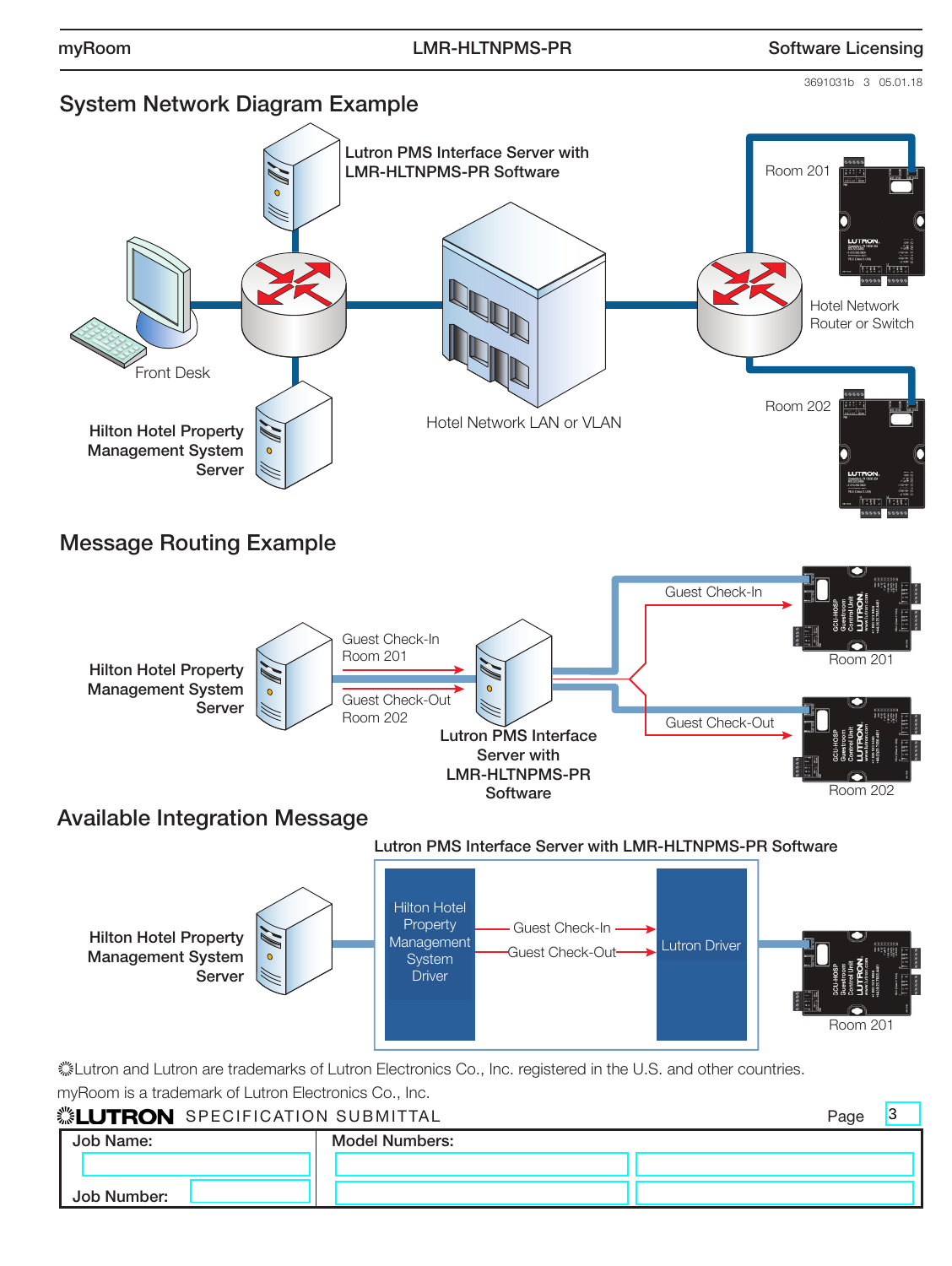3691031b 3 05.01.18

## System Network Diagram Example

Lutron PMS Interface Server with LMR-HLTNPMS-PR Software

Front Desk

Hilton Hotel Property Management System Server

Hotel Network LAN or VLAN

Room 201

Hotel Network Router or Switch

Room 202

## Message Routing Example

Hilton Hotel Property Management System Server

Guest Check-In Room 201

Guest Check-Out Room 202

Lutron PMS Interface Server with LMR-HLTNPMS-PR Software

Guest Check-In

Room 201

Guest Check-Out

Room 202

## Available Integration Message

Lutron PMS Interface Server with LMR-HLTNPMS-PR Software

Hilton Hotel Property Management System Server

Hilton Hotel Property Management System Driver

Guest Check-In

Guest Check-Out

Lutron Driver

Room 201

Lutron and Lutron are trademarks of Lutron Electronics Co., Inc. registered in the U.S. and other countries.
myRoom is a trademark of Lutron Electronics Co., Inc.

LUTRON SPECIFICATION SUBMITTAL

| Job Name: | Model Numbers: | |
| --- | --- | --- |
| | | |
| Job Number: | | |